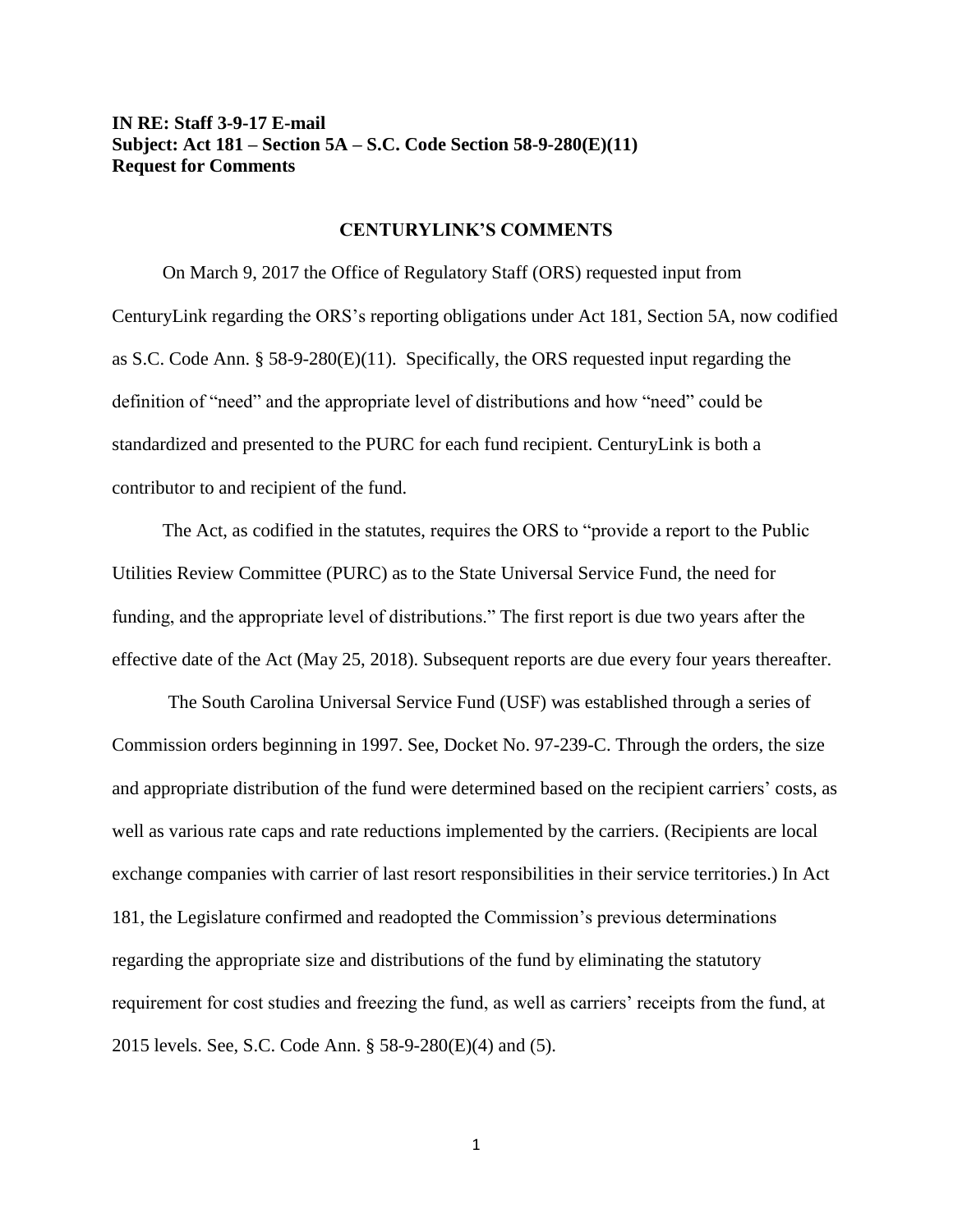**IN RE: Staff 3-9-17 E-mail**
**Subject: Act 181 – Section 5A – S.C. Code Section 58-9-280(E)(11)**
**Request for Comments**

## CENTURYLINK'S COMMENTS

On March 9, 2017 the Office of Regulatory Staff (ORS) requested input from CenturyLink regarding the ORS's reporting obligations under Act 181, Section 5A, now codified as S.C. Code Ann. § 58-9-280(E)(11). Specifically, the ORS requested input regarding the definition of "need" and the appropriate level of distributions and how "need" could be standardized and presented to the PURC for each fund recipient. CenturyLink is both a contributor to and recipient of the fund.

The Act, as codified in the statutes, requires the ORS to "provide a report to the Public Utilities Review Committee (PURC) as to the State Universal Service Fund, the need for funding, and the appropriate level of distributions." The first report is due two years after the effective date of the Act (May 25, 2018). Subsequent reports are due every four years thereafter.

The South Carolina Universal Service Fund (USF) was established through a series of Commission orders beginning in 1997. See, Docket No. 97-239-C. Through the orders, the size and appropriate distribution of the fund were determined based on the recipient carriers' costs, as well as various rate caps and rate reductions implemented by the carriers. (Recipients are local exchange companies with carrier of last resort responsibilities in their service territories.) In Act 181, the Legislature confirmed and readopted the Commission's previous determinations regarding the appropriate size and distributions of the fund by eliminating the statutory requirement for cost studies and freezing the fund, as well as carriers' receipts from the fund, at 2015 levels. See, S.C. Code Ann. § 58-9-280(E)(4) and (5).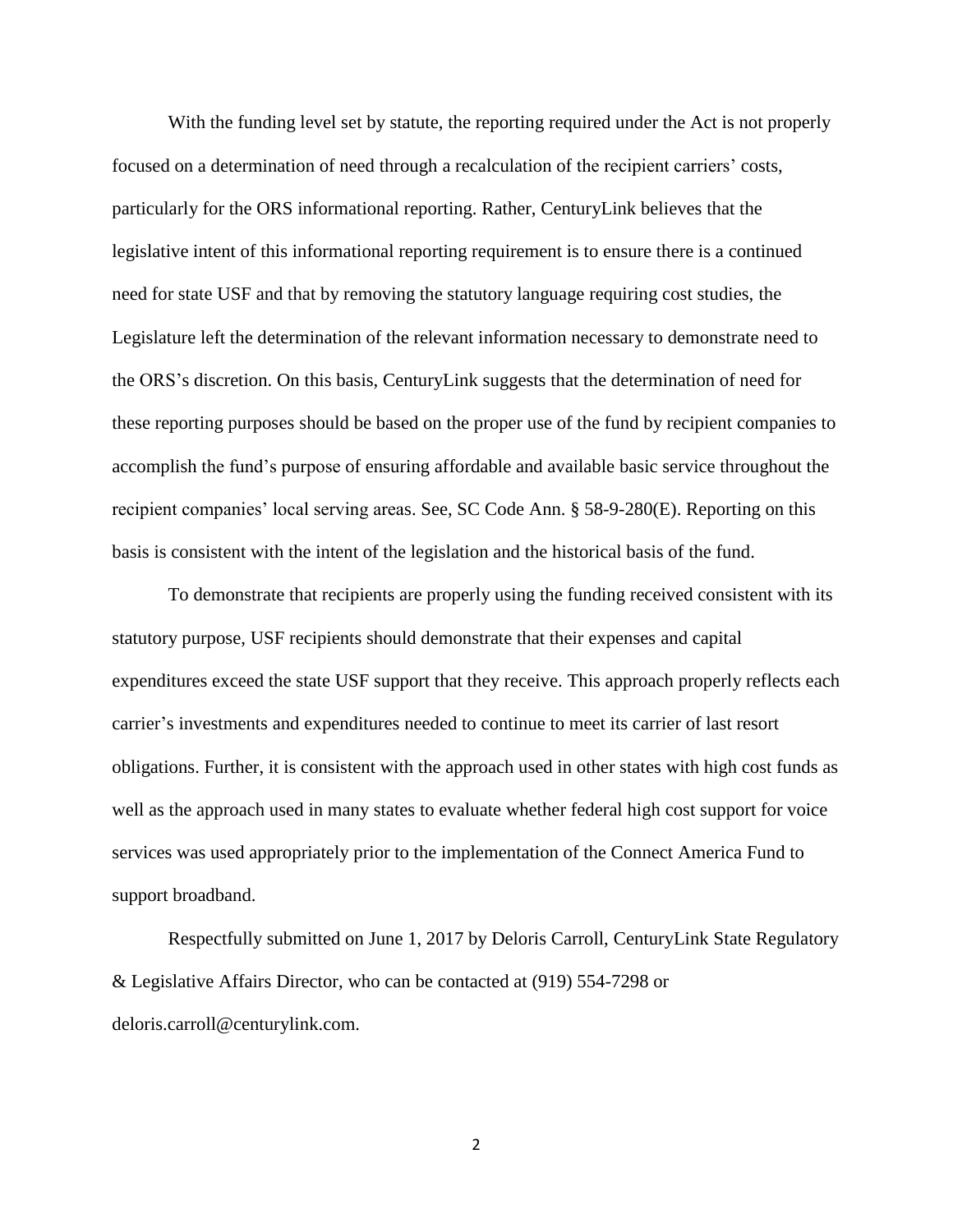With the funding level set by statute, the reporting required under the Act is not properly focused on a determination of need through a recalculation of the recipient carriers' costs, particularly for the ORS informational reporting. Rather, CenturyLink believes that the legislative intent of this informational reporting requirement is to ensure there is a continued need for state USF and that by removing the statutory language requiring cost studies, the Legislature left the determination of the relevant information necessary to demonstrate need to the ORS's discretion. On this basis, CenturyLink suggests that the determination of need for these reporting purposes should be based on the proper use of the fund by recipient companies to accomplish the fund's purpose of ensuring affordable and available basic service throughout the recipient companies' local serving areas. See, SC Code Ann. § 58-9-280(E). Reporting on this basis is consistent with the intent of the legislation and the historical basis of the fund.

To demonstrate that recipients are properly using the funding received consistent with its statutory purpose, USF recipients should demonstrate that their expenses and capital expenditures exceed the state USF support that they receive. This approach properly reflects each carrier's investments and expenditures needed to continue to meet its carrier of last resort obligations. Further, it is consistent with the approach used in other states with high cost funds as well as the approach used in many states to evaluate whether federal high cost support for voice services was used appropriately prior to the implementation of the Connect America Fund to support broadband.

Respectfully submitted on June 1, 2017 by Deloris Carroll, CenturyLink State Regulatory & Legislative Affairs Director, who can be contacted at (919) 554-7298 or deloris.carroll@centurylink.com.